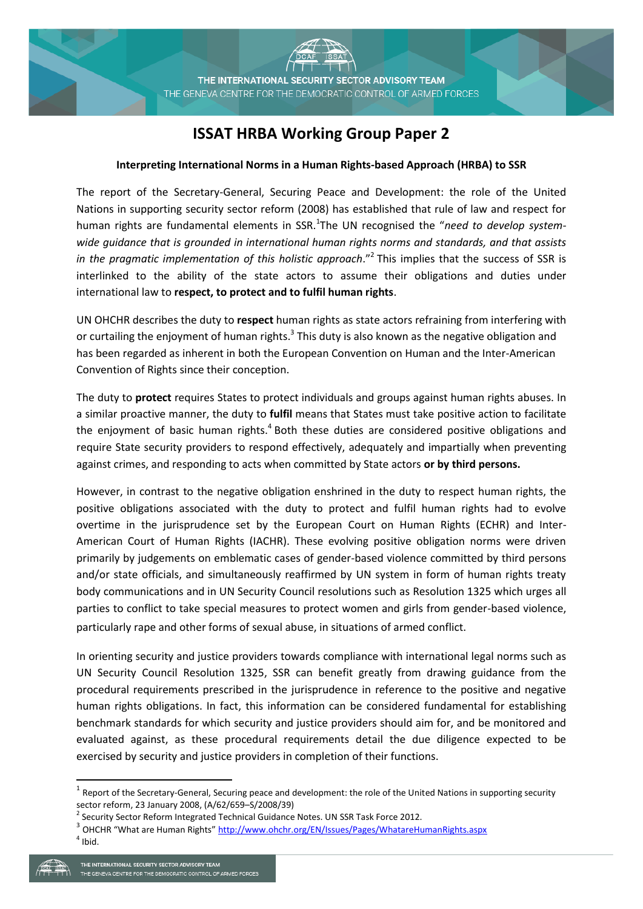# ISSAT HRBA Working Group Paper 2

**Interpreting International Norms in a Human Rights-based Approach (HRBA) to SSR**

The report of the Secretary-General, Securing Peace and Development: the role of the United Nations in supporting security sector reform (2008) has established that rule of law and respect for human rights are fundamental elements in SSR.[1]The UN recognised the "*need to develop system-wide guidance that is grounded in international human rights norms and standards, and that assists in the pragmatic implementation of this holistic approach*."[2] This implies that the success of SSR is interlinked to the ability of the state actors to assume their obligations and duties under international law to **respect, to protect and to fulfil human rights**.

UN OHCHR describes the duty to **respect** human rights as state actors refraining from interfering with or curtailing the enjoyment of human rights.[3] This duty is also known as the negative obligation and has been regarded as inherent in both the European Convention on Human and the Inter-American Convention of Rights since their conception.

The duty to **protect** requires States to protect individuals and groups against human rights abuses. In a similar proactive manner, the duty to **fulfil** means that States must take positive action to facilitate the enjoyment of basic human rights.[4] Both these duties are considered positive obligations and require State security providers to respond effectively, adequately and impartially when preventing against crimes, and responding to acts when committed by State actors **or by third persons.**

However, in contrast to the negative obligation enshrined in the duty to respect human rights, the positive obligations associated with the duty to protect and fulfil human rights had to evolve overtime in the jurisprudence set by the European Court on Human Rights (ECHR) and Inter-American Court of Human Rights (IACHR). These evolving positive obligation norms were driven primarily by judgements on emblematic cases of gender-based violence committed by third persons and/or state officials, and simultaneously reaffirmed by UN system in form of human rights treaty body communications and in UN Security Council resolutions such as Resolution 1325 which urges all parties to conflict to take special measures to protect women and girls from gender-based violence, particularly rape and other forms of sexual abuse, in situations of armed conflict.

In orienting security and justice providers towards compliance with international legal norms such as UN Security Council Resolution 1325, SSR can benefit greatly from drawing guidance from the procedural requirements prescribed in the jurisprudence in reference to the positive and negative human rights obligations. In fact, this information can be considered fundamental for establishing benchmark standards for which security and justice providers should aim for, and be monitored and evaluated against, as these procedural requirements detail the due diligence expected to be exercised by security and justice providers in completion of their functions.

---

[1] Report of the Secretary-General, Securing peace and development: the role of the United Nations in supporting security sector reform, 23 January 2008, (A/62/659–S/2008/39)

[2] Security Sector Reform Integrated Technical Guidance Notes. UN SSR Task Force 2012.

[3] OHCHR "What are Human Rights" http://www.ohchr.org/EN/Issues/Pages/WhatareHumanRights.aspx

[4] Ibid.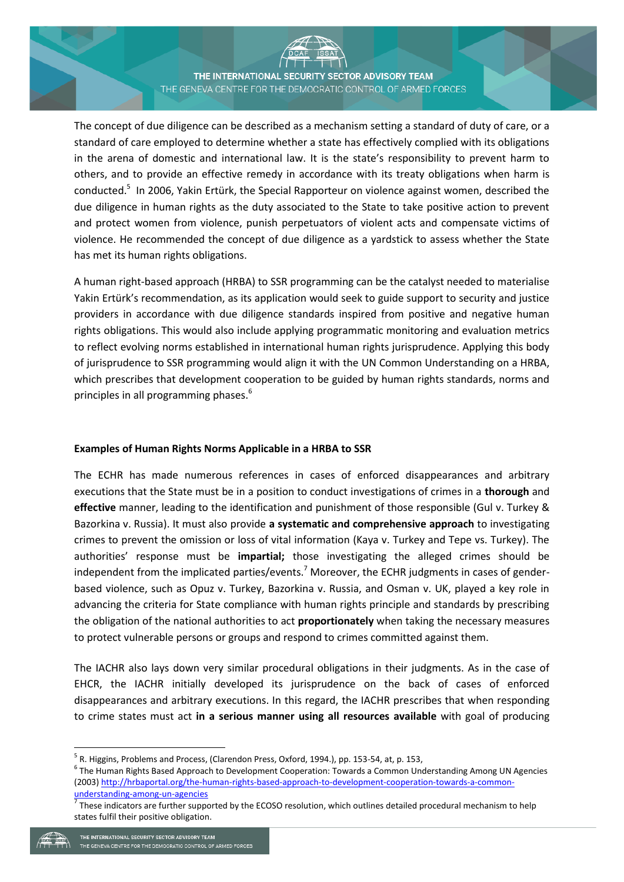The concept of due diligence can be described as a mechanism setting a standard of duty of care, or a standard of care employed to determine whether a state has effectively complied with its obligations in the arena of domestic and international law. It is the state's responsibility to prevent harm to others, and to provide an effective remedy in accordance with its treaty obligations when harm is conducted.[5] In 2006, Yakin Ertürk, the Special Rapporteur on violence against women, described the due diligence in human rights as the duty associated to the State to take positive action to prevent and protect women from violence, punish perpetuators of violent acts and compensate victims of violence. He recommended the concept of due diligence as a yardstick to assess whether the State has met its human rights obligations.

A human right-based approach (HRBA) to SSR programming can be the catalyst needed to materialise Yakin Ertürk's recommendation, as its application would seek to guide support to security and justice providers in accordance with due diligence standards inspired from positive and negative human rights obligations. This would also include applying programmatic monitoring and evaluation metrics to reflect evolving norms established in international human rights jurisprudence. Applying this body of jurisprudence to SSR programming would align it with the UN Common Understanding on a HRBA, which prescribes that development cooperation to be guided by human rights standards, norms and principles in all programming phases.[6]

**Examples of Human Rights Norms Applicable in a HRBA to SSR**

The ECHR has made numerous references in cases of enforced disappearances and arbitrary executions that the State must be in a position to conduct investigations of crimes in a **thorough** and **effective** manner, leading to the identification and punishment of those responsible (Gul v. Turkey & Bazorkina v. Russia). It must also provide **a systematic and comprehensive approach** to investigating crimes to prevent the omission or loss of vital information (Kaya v. Turkey and Tepe vs. Turkey). The authorities' response must be **impartial;** those investigating the alleged crimes should be independent from the implicated parties/events.[7] Moreover, the ECHR judgments in cases of gender-based violence, such as Opuz v. Turkey, Bazorkina v. Russia, and Osman v. UK, played a key role in advancing the criteria for State compliance with human rights principle and standards by prescribing the obligation of the national authorities to act **proportionately** when taking the necessary measures to protect vulnerable persons or groups and respond to crimes committed against them.

The IACHR also lays down very similar procedural obligations in their judgments. As in the case of EHCR, the IACHR initially developed its jurisprudence on the back of cases of enforced disappearances and arbitrary executions. In this regard, the IACHR prescribes that when responding to crime states must act **in a serious manner using all resources available** with goal of producing

---

[5] R. Higgins, Problems and Process, (Clarendon Press, Oxford, 1994.), pp. 153-54, at, p. 153,

[6] The Human Rights Based Approach to Development Cooperation: Towards a Common Understanding Among UN Agencies (2003) http://hrbaportal.org/the-human-rights-based-approach-to-development-cooperation-towards-a-common-understanding-among-un-agencies

[7] These indicators are further supported by the ECOSO resolution, which outlines detailed procedural mechanism to help states fulfil their positive obligation.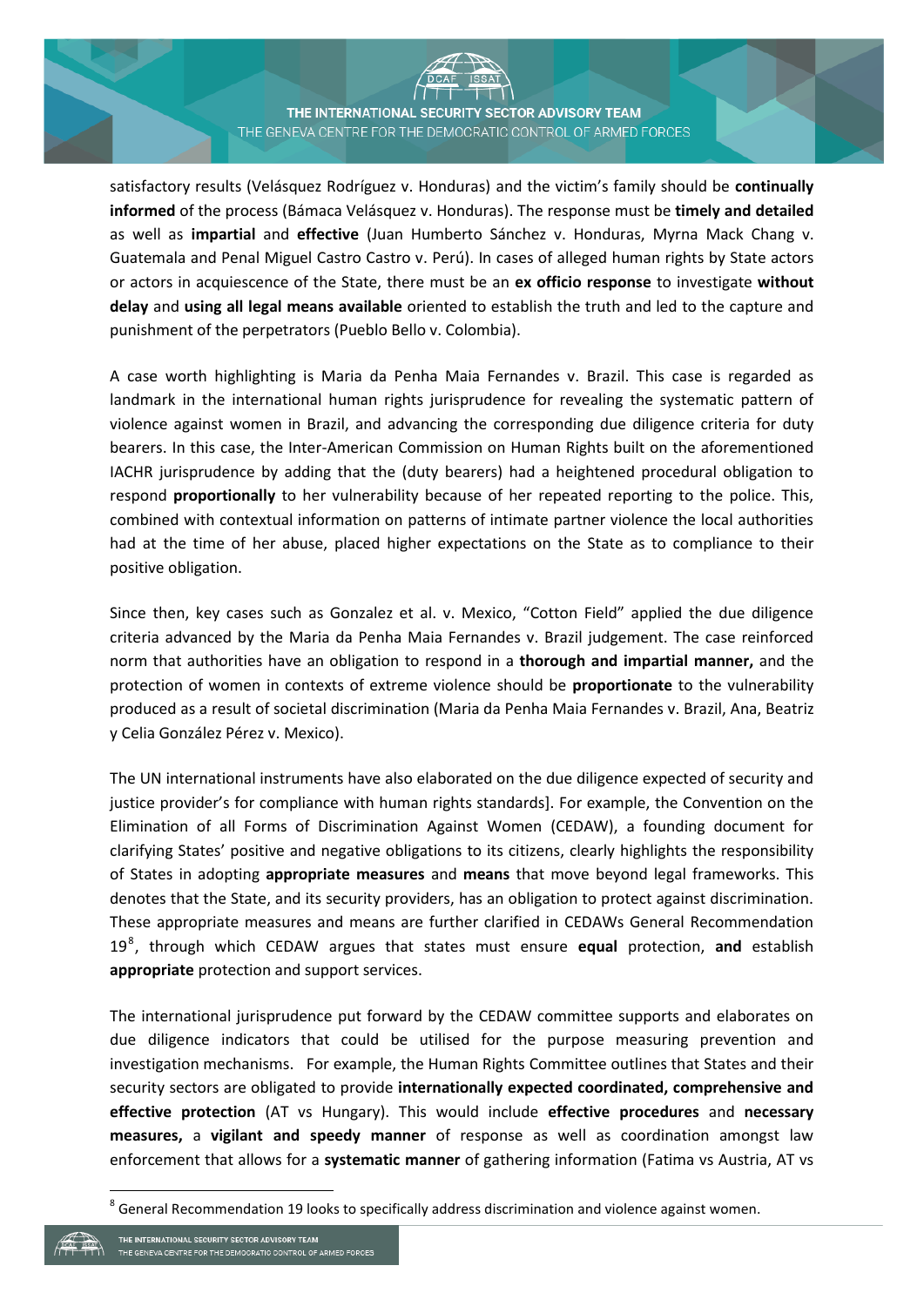satisfactory results (Velásquez Rodríguez v. Honduras) and the victim's family should be **continually informed** of the process (Bámaca Velásquez v. Honduras). The response must be **timely and detailed** as well as **impartial** and **effective** (Juan Humberto Sánchez v. Honduras, Myrna Mack Chang v. Guatemala and Penal Miguel Castro Castro v. Perú). In cases of alleged human rights by State actors or actors in acquiescence of the State, there must be an **ex officio response** to investigate **without delay** and **using all legal means available** oriented to establish the truth and led to the capture and punishment of the perpetrators (Pueblo Bello v. Colombia).

A case worth highlighting is Maria da Penha Maia Fernandes v. Brazil. This case is regarded as landmark in the international human rights jurisprudence for revealing the systematic pattern of violence against women in Brazil, and advancing the corresponding due diligence criteria for duty bearers. In this case, the Inter-American Commission on Human Rights built on the aforementioned IACHR jurisprudence by adding that the (duty bearers) had a heightened procedural obligation to respond **proportionally** to her vulnerability because of her repeated reporting to the police. This, combined with contextual information on patterns of intimate partner violence the local authorities had at the time of her abuse, placed higher expectations on the State as to compliance to their positive obligation.

Since then, key cases such as Gonzalez et al. v. Mexico, "Cotton Field" applied the due diligence criteria advanced by the Maria da Penha Maia Fernandes v. Brazil judgement. The case reinforced norm that authorities have an obligation to respond in a **thorough and impartial manner,** and the protection of women in contexts of extreme violence should be **proportionate** to the vulnerability produced as a result of societal discrimination (Maria da Penha Maia Fernandes v. Brazil, Ana, Beatriz y Celia González Pérez v. Mexico).

The UN international instruments have also elaborated on the due diligence expected of security and justice provider's for compliance with human rights standards]. For example, the Convention on the Elimination of all Forms of Discrimination Against Women (CEDAW), a founding document for clarifying States' positive and negative obligations to its citizens, clearly highlights the responsibility of States in adopting **appropriate measures** and **means** that move beyond legal frameworks. This denotes that the State, and its security providers, has an obligation to protect against discrimination. These appropriate measures and means are further clarified in CEDAWs General Recommendation 19[8], through which CEDAW argues that states must ensure **equal** protection, **and** establish **appropriate** protection and support services.

The international jurisprudence put forward by the CEDAW committee supports and elaborates on due diligence indicators that could be utilised for the purpose measuring prevention and investigation mechanisms. For example, the Human Rights Committee outlines that States and their security sectors are obligated to provide **internationally expected coordinated, comprehensive and effective protection** (AT vs Hungary). This would include **effective procedures** and **necessary measures,** a **vigilant and speedy manner** of response as well as coordination amongst law enforcement that allows for a **systematic manner** of gathering information (Fatima vs Austria, AT vs

[8] General Recommendation 19 looks to specifically address discrimination and violence against women.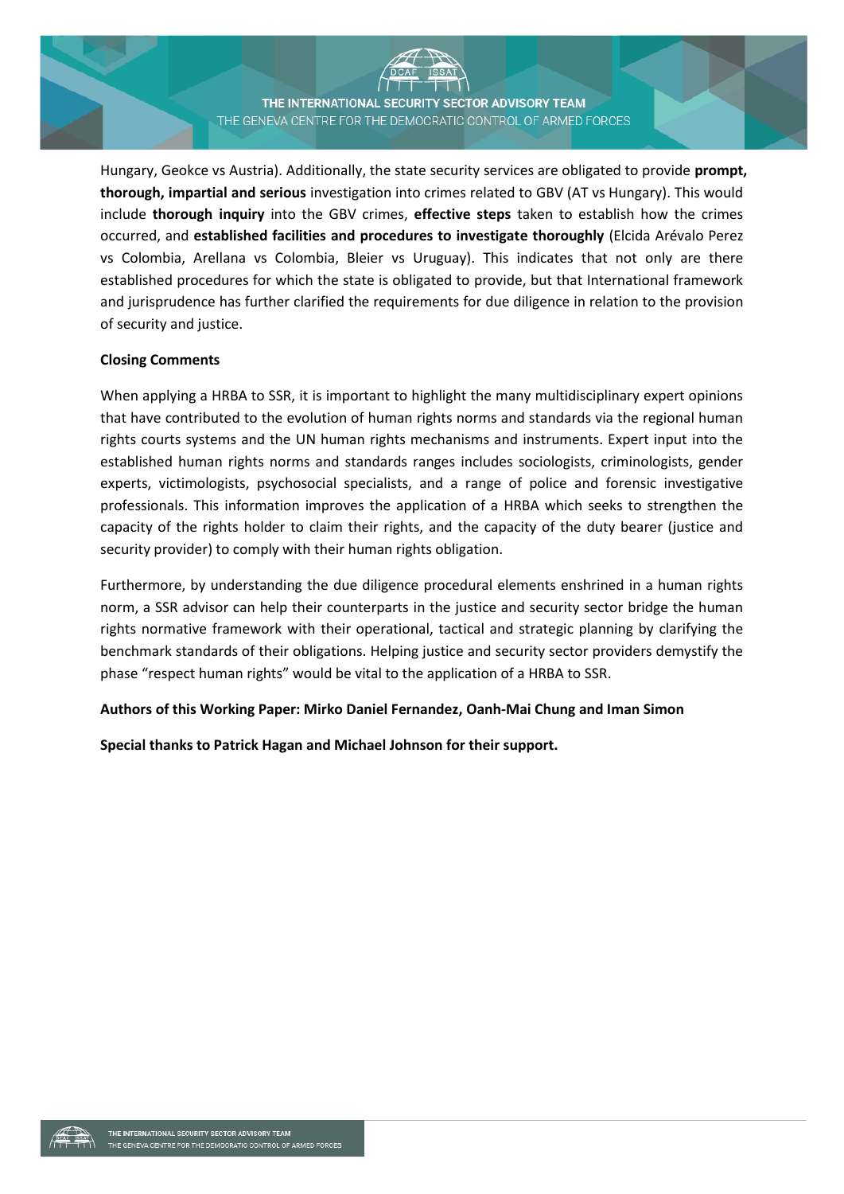Hungary, Geokce vs Austria). Additionally, the state security services are obligated to provide **prompt, thorough, impartial and serious** investigation into crimes related to GBV (AT vs Hungary). This would include **thorough inquiry** into the GBV crimes, **effective steps** taken to establish how the crimes occurred, and **established facilities and procedures to investigate thoroughly** (Elcida Arévalo Perez vs Colombia, Arellana vs Colombia, Bleier vs Uruguay). This indicates that not only are there established procedures for which the state is obligated to provide, but that International framework and jurisprudence has further clarified the requirements for due diligence in relation to the provision of security and justice.

**Closing Comments**

When applying a HRBA to SSR, it is important to highlight the many multidisciplinary expert opinions that have contributed to the evolution of human rights norms and standards via the regional human rights courts systems and the UN human rights mechanisms and instruments. Expert input into the established human rights norms and standards ranges includes sociologists, criminologists, gender experts, victimologists, psychosocial specialists, and a range of police and forensic investigative professionals. This information improves the application of a HRBA which seeks to strengthen the capacity of the rights holder to claim their rights, and the capacity of the duty bearer (justice and security provider) to comply with their human rights obligation.

Furthermore, by understanding the due diligence procedural elements enshrined in a human rights norm, a SSR advisor can help their counterparts in the justice and security sector bridge the human rights normative framework with their operational, tactical and strategic planning by clarifying the benchmark standards of their obligations. Helping justice and security sector providers demystify the phase "respect human rights" would be vital to the application of a HRBA to SSR.

**Authors of this Working Paper: Mirko Daniel Fernandez, Oanh-Mai Chung and Iman Simon**

**Special thanks to Patrick Hagan and Michael Johnson for their support.**